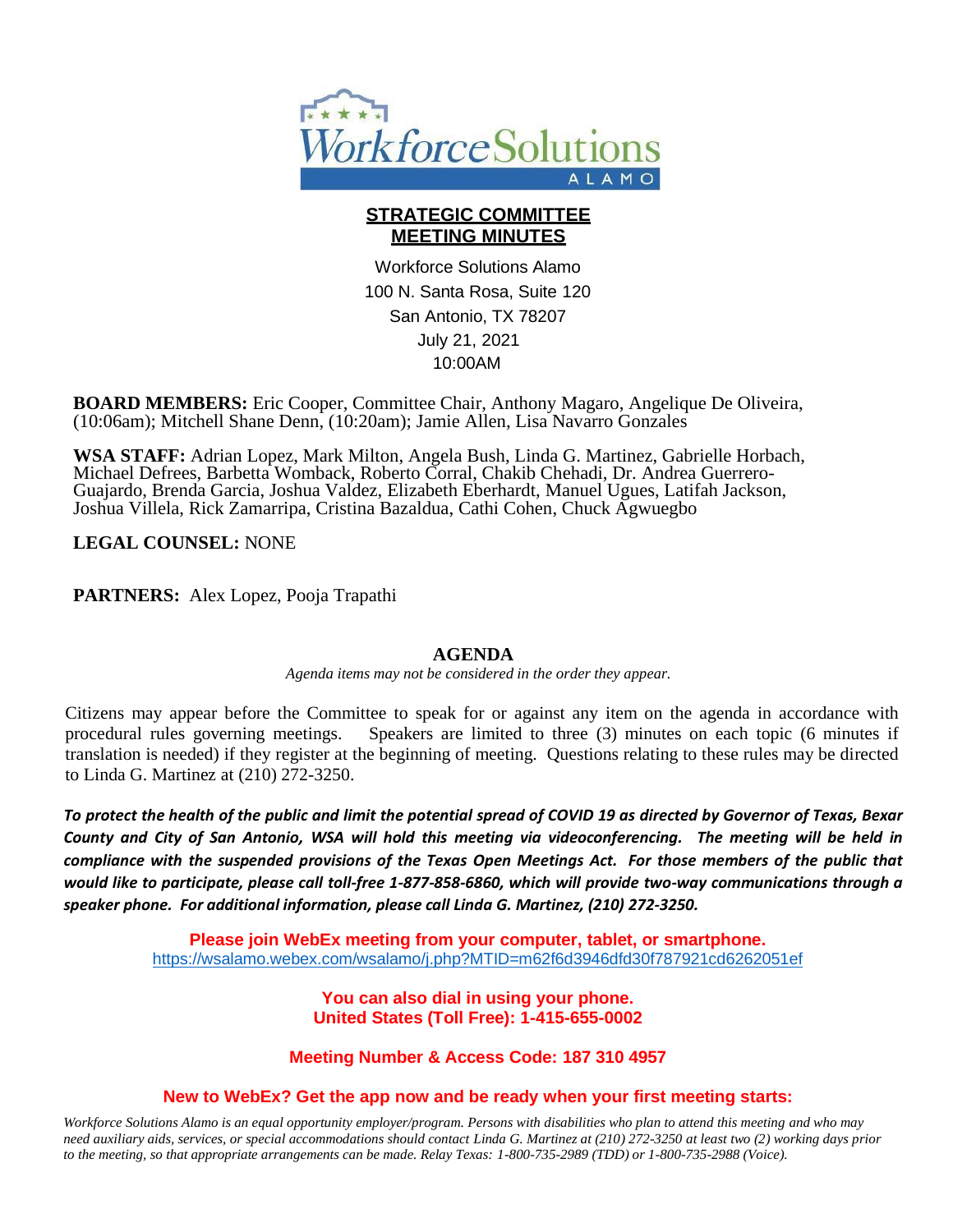# STRATEGIC COMMITTEE MEETING MINUTES

Workforce Solutions Alamo
100 N. Santa Rosa, Suite 120
San Antonio, TX 78207
July 21, 2021
10:00AM

**BOARD MEMBERS:** Eric Cooper, Committee Chair, Anthony Magaro, Angelique De Oliveira, (10:06am); Mitchell Shane Denn, (10:20am); Jamie Allen, Lisa Navarro Gonzales

**WSA STAFF:** Adrian Lopez, Mark Milton, Angela Bush, Linda G. Martinez, Gabrielle Horbach, Michael Defrees, Barbetta Womback, Roberto Corral, Chakib Chehadi, Dr. Andrea Guerrero-Guajardo, Brenda Garcia, Joshua Valdez, Elizabeth Eberhardt, Manuel Ugues, Latifah Jackson, Joshua Villela, Rick Zamarripa, Cristina Bazaldua, Cathi Cohen, Chuck Agwuegbo

**LEGAL COUNSEL:** NONE

**PARTNERS:** Alex Lopez, Pooja Trapathi

## AGENDA

*Agenda items may not be considered in the order they appear.*

Citizens may appear before the Committee to speak for or against any item on the agenda in accordance with procedural rules governing meetings. Speakers are limited to three (3) minutes on each topic (6 minutes if translation is needed) if they register at the beginning of meeting. Questions relating to these rules may be directed to Linda G. Martinez at (210) 272-3250.

***To protect the health of the public and limit the potential spread of COVID 19 as directed by Governor of Texas, Bexar County and City of San Antonio, WSA will hold this meeting via videoconferencing. The meeting will be held in compliance with the suspended provisions of the Texas Open Meetings Act. For those members of the public that would like to participate, please call toll-free 1-877-858-6860, which will provide two-way communications through a speaker phone. For additional information, please call Linda G. Martinez, (210) 272-3250.***

**Please join WebEx meeting from your computer, tablet, or smartphone.**
https://wsalamo.webex.com/wsalamo/j.php?MTID=m62f6d3946dfd30f787921cd6262051ef

**You can also dial in using your phone.**
**United States (Toll Free): 1-415-655-0002**

**Meeting Number & Access Code: 187 310 4957**

**New to WebEx? Get the app now and be ready when your first meeting starts:**

*Workforce Solutions Alamo is an equal opportunity employer/program. Persons with disabilities who plan to attend this meeting and who may need auxiliary aids, services, or special accommodations should contact Linda G. Martinez at (210) 272-3250 at least two (2) working days prior to the meeting, so that appropriate arrangements can be made. Relay Texas: 1-800-735-2989 (TDD) or 1-800-735-2988 (Voice).*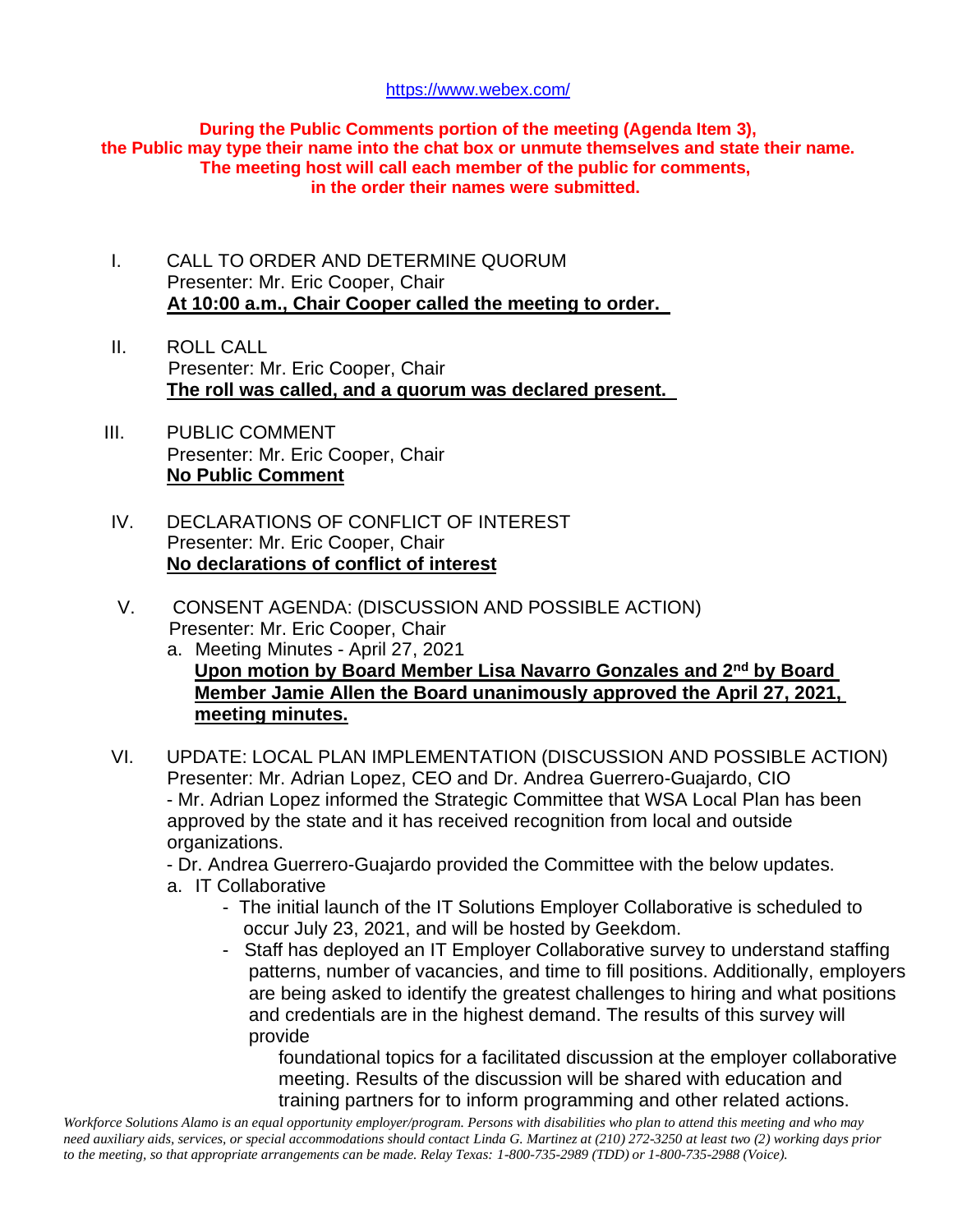https://www.webex.com/

**During the Public Comments portion of the meeting (Agenda Item 3), the Public may type their name into the chat box or unmute themselves and state their name. The meeting host will call each member of the public for comments, in the order their names were submitted.**

I. CALL TO ORDER AND DETERMINE QUORUM
Presenter: Mr. Eric Cooper, Chair
**At 10:00 a.m., Chair Cooper called the meeting to order.**

II. ROLL CALL
Presenter: Mr. Eric Cooper, Chair
**The roll was called, and a quorum was declared present.**

III. PUBLIC COMMENT
Presenter: Mr. Eric Cooper, Chair
**No Public Comment**

IV. DECLARATIONS OF CONFLICT OF INTEREST
Presenter: Mr. Eric Cooper, Chair
**No declarations of conflict of interest**

V. CONSENT AGENDA: (DISCUSSION AND POSSIBLE ACTION)
Presenter: Mr. Eric Cooper, Chair

a. Meeting Minutes - April 27, 2021
**Upon motion by Board Member Lisa Navarro Gonzales and 2nd by Board Member Jamie Allen the Board unanimously approved the April 27, 2021, meeting minutes.**

VI. UPDATE: LOCAL PLAN IMPLEMENTATION (DISCUSSION AND POSSIBLE ACTION)
Presenter: Mr. Adrian Lopez, CEO and Dr. Andrea Guerrero-Guajardo, CIO

- Mr. Adrian Lopez informed the Strategic Committee that WSA Local Plan has been approved by the state and it has received recognition from local and outside organizations.
- Dr. Andrea Guerrero-Guajardo provided the Committee with the below updates.

a. IT Collaborative
- The initial launch of the IT Solutions Employer Collaborative is scheduled to occur July 23, 2021, and will be hosted by Geekdom.
- Staff has deployed an IT Employer Collaborative survey to understand staffing patterns, number of vacancies, and time to fill positions. Additionally, employers are being asked to identify the greatest challenges to hiring and what positions and credentials are in the highest demand. The results of this survey will provide foundational topics for a facilitated discussion at the employer collaborative meeting. Results of the discussion will be shared with education and training partners for to inform programming and other related actions.

*Workforce Solutions Alamo is an equal opportunity employer/program. Persons with disabilities who plan to attend this meeting and who may need auxiliary aids, services, or special accommodations should contact Linda G. Martinez at (210) 272-3250 at least two (2) working days prior to the meeting, so that appropriate arrangements can be made. Relay Texas: 1-800-735-2989 (TDD) or 1-800-735-2988 (Voice).*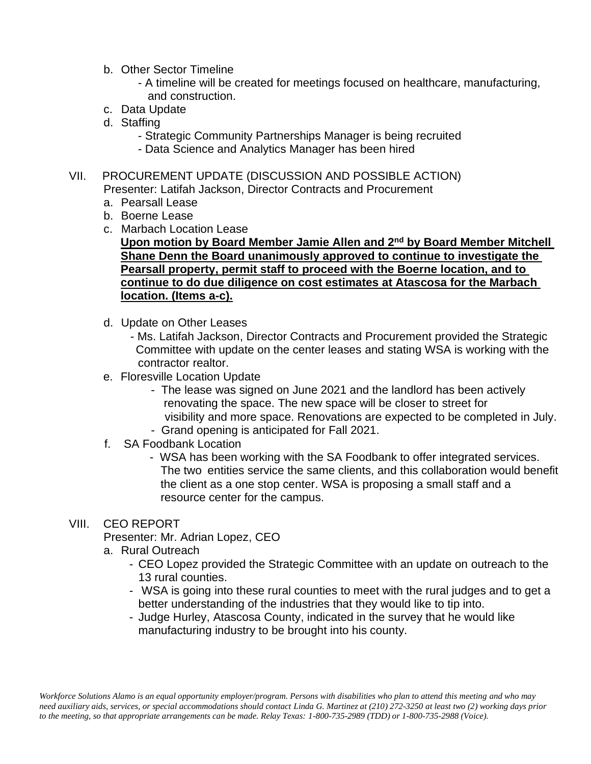b. Other Sector Timeline
   - A timeline will be created for meetings focused on healthcare, manufacturing, and construction.
c. Data Update
d. Staffing
   - Strategic Community Partnerships Manager is being recruited
   - Data Science and Analytics Manager has been hired

VII. PROCUREMENT UPDATE (DISCUSSION AND POSSIBLE ACTION)
Presenter: Latifah Jackson, Director Contracts and Procurement

a. Pearsall Lease
b. Boerne Lease
c. Marbach Location Lease

**Upon motion by Board Member Jamie Allen and 2nd by Board Member Mitchell Shane Denn the Board unanimously approved to continue to investigate the Pearsall property, permit staff to proceed with the Boerne location, and to continue to do due diligence on cost estimates at Atascosa for the Marbach location. (Items a-c).**

d. Update on Other Leases
   - Ms. Latifah Jackson, Director Contracts and Procurement provided the Strategic Committee with update on the center leases and stating WSA is working with the contractor realtor.
e. Floresville Location Update
   - The lease was signed on June 2021 and the landlord has been actively renovating the space. The new space will be closer to street for visibility and more space. Renovations are expected to be completed in July.
   - Grand opening is anticipated for Fall 2021.
f. SA Foodbank Location
   - WSA has been working with the SA Foodbank to offer integrated services. The two entities service the same clients, and this collaboration would benefit the client as a one stop center. WSA is proposing a small staff and a resource center for the campus.

VIII. CEO REPORT
Presenter: Mr. Adrian Lopez, CEO

a. Rural Outreach
   - CEO Lopez provided the Strategic Committee with an update on outreach to the 13 rural counties.
   - WSA is going into these rural counties to meet with the rural judges and to get a better understanding of the industries that they would like to tip into.
   - Judge Hurley, Atascosa County, indicated in the survey that he would like manufacturing industry to be brought into his county.

*Workforce Solutions Alamo is an equal opportunity employer/program. Persons with disabilities who plan to attend this meeting and who may need auxiliary aids, services, or special accommodations should contact Linda G. Martinez at (210) 272-3250 at least two (2) working days prior to the meeting, so that appropriate arrangements can be made. Relay Texas: 1-800-735-2989 (TDD) or 1-800-735-2988 (Voice).*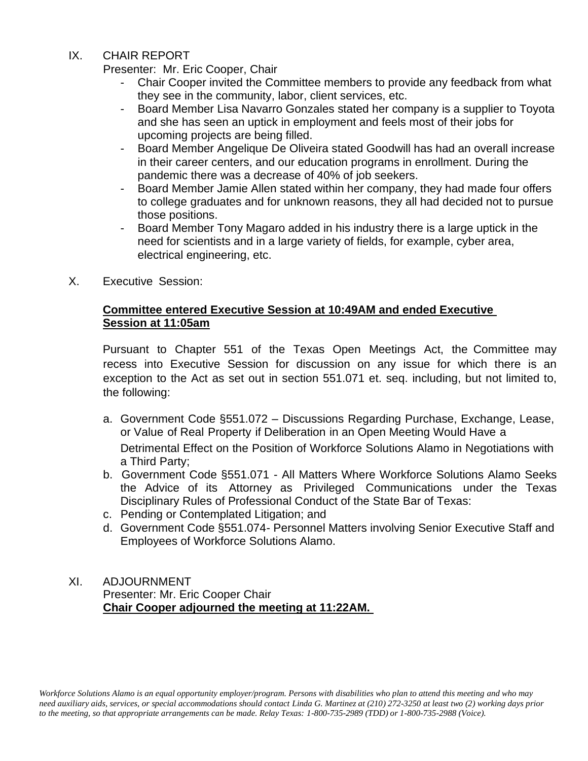IX. CHAIR REPORT

Presenter: Mr. Eric Cooper, Chair

- Chair Cooper invited the Committee members to provide any feedback from what they see in the community, labor, client services, etc.
- Board Member Lisa Navarro Gonzales stated her company is a supplier to Toyota and she has seen an uptick in employment and feels most of their jobs for upcoming projects are being filled.
- Board Member Angelique De Oliveira stated Goodwill has had an overall increase in their career centers, and our education programs in enrollment. During the pandemic there was a decrease of 40% of job seekers.
- Board Member Jamie Allen stated within her company, they had made four offers to college graduates and for unknown reasons, they all had decided not to pursue those positions.
- Board Member Tony Magaro added in his industry there is a large uptick in the need for scientists and in a large variety of fields, for example, cyber area, electrical engineering, etc.

X. Executive Session:

**Committee entered Executive Session at 10:49AM and ended Executive Session at 11:05am**

Pursuant to Chapter 551 of the Texas Open Meetings Act, the Committee may recess into Executive Session for discussion on any issue for which there is an exception to the Act as set out in section 551.071 et. seq. including, but not limited to, the following:

a. Government Code §551.072 – Discussions Regarding Purchase, Exchange, Lease, or Value of Real Property if Deliberation in an Open Meeting Would Have a Detrimental Effect on the Position of Workforce Solutions Alamo in Negotiations with a Third Party;
b. Government Code §551.071 - All Matters Where Workforce Solutions Alamo Seeks the Advice of its Attorney as Privileged Communications under the Texas Disciplinary Rules of Professional Conduct of the State Bar of Texas:
c. Pending or Contemplated Litigation; and
d. Government Code §551.074- Personnel Matters involving Senior Executive Staff and Employees of Workforce Solutions Alamo.

XI. ADJOURNMENT

Presenter: Mr. Eric Cooper Chair

**Chair Cooper adjourned the meeting at 11:22AM.**

*Workforce Solutions Alamo is an equal opportunity employer/program. Persons with disabilities who plan to attend this meeting and who may need auxiliary aids, services, or special accommodations should contact Linda G. Martinez at (210) 272-3250 at least two (2) working days prior to the meeting, so that appropriate arrangements can be made. Relay Texas: 1-800-735-2989 (TDD) or 1-800-735-2988 (Voice).*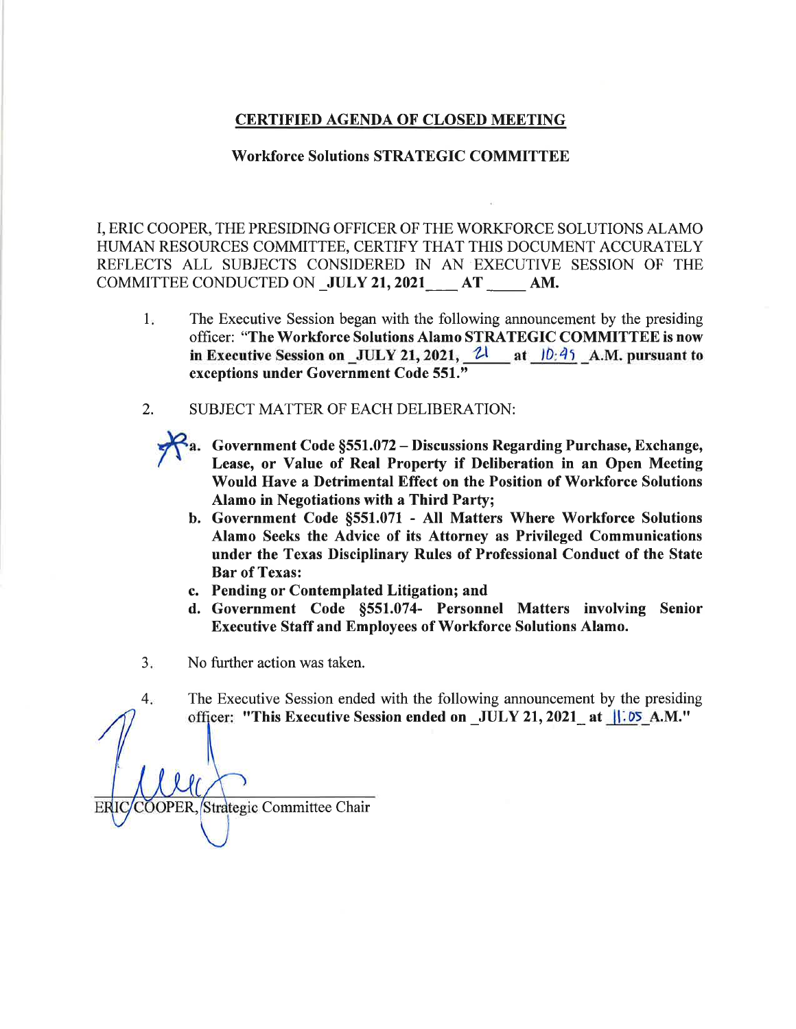**CERTIFIED AGENDA OF CLOSED MEETING**

**Workforce Solutions STRATEGIC COMMITTEE**

I, ERIC COOPER, THE PRESIDING OFFICER OF THE WORKFORCE SOLUTIONS ALAMO HUMAN RESOURCES COMMITTEE, CERTIFY THAT THIS DOCUMENT ACCURATELY REFLECTS ALL SUBJECTS CONSIDERED IN AN EXECUTIVE SESSION OF THE COMMITTEE CONDUCTED ON **_JULY 21, 2021___ AT _____ AM.**

1. The Executive Session began with the following announcement by the presiding officer: "**The Workforce Solutions Alamo STRATEGIC COMMITTEE is now in Executive Session on _JULY 21, 2021, _21__ at _10:45_ A.M. pursuant to exceptions under Government Code 551.**"

2. SUBJECT MATTER OF EACH DELIBERATION:

   a. **Government Code §551.072 – Discussions Regarding Purchase, Exchange, Lease, or Value of Real Property if Deliberation in an Open Meeting Would Have a Detrimental Effect on the Position of Workforce Solutions Alamo in Negotiations with a Third Party;**
   b. **Government Code §551.071 - All Matters Where Workforce Solutions Alamo Seeks the Advice of its Attorney as Privileged Communications under the Texas Disciplinary Rules of Professional Conduct of the State Bar of Texas:**
   c. **Pending or Contemplated Litigation; and**
   d. **Government Code §551.074- Personnel Matters involving Senior Executive Staff and Employees of Workforce Solutions Alamo.**

3. No further action was taken.

4. The Executive Session ended with the following announcement by the presiding officer: **"This Executive Session ended on _JULY 21, 2021_ at _11:05_ A.M."**

ERIC COOPER, Strategic Committee Chair